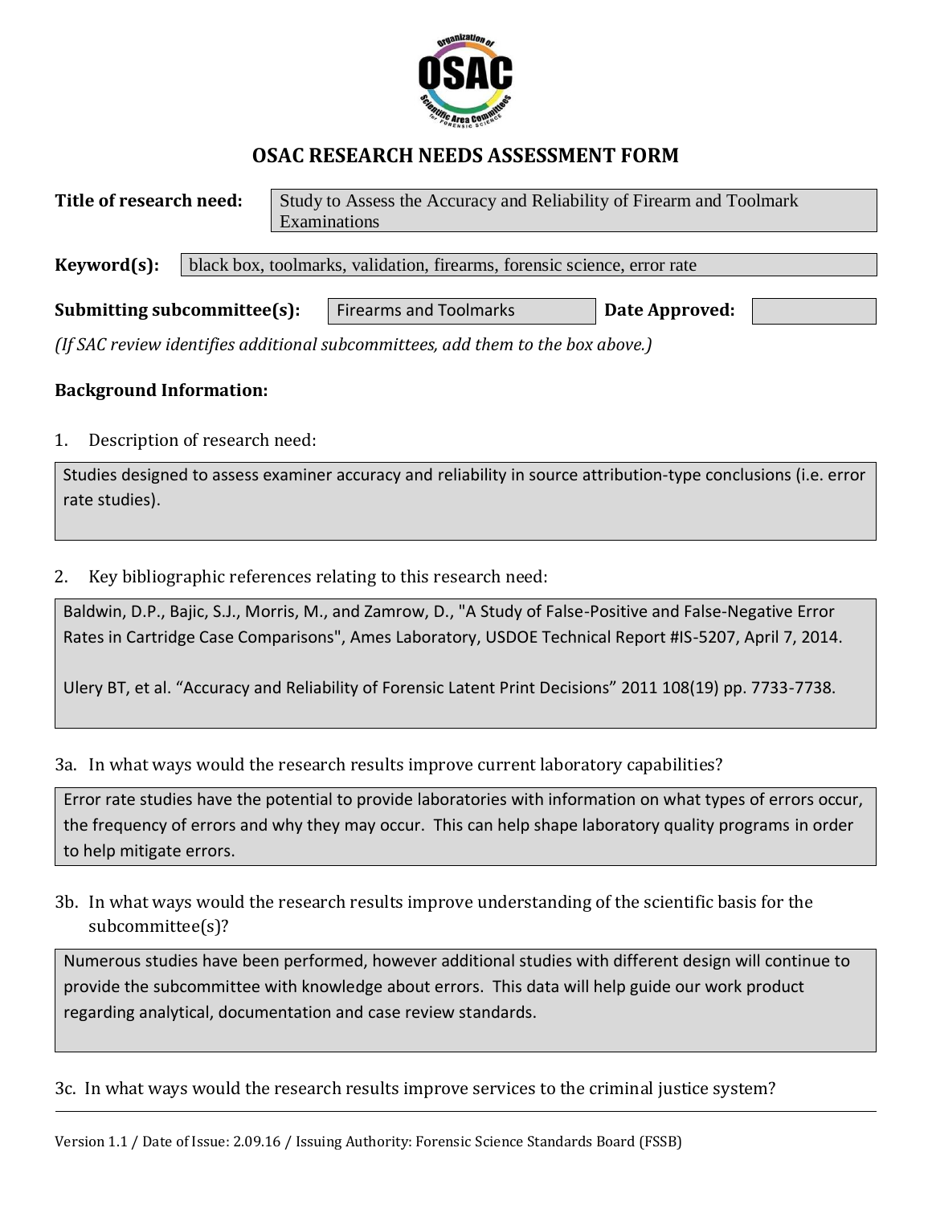# OSAC RESEARCH NEEDS ASSESSMENT FORM

**Title of research need:** Study to Assess the Accuracy and Reliability of Firearm and Toolmark Examinations

**Keyword(s):** black box, toolmarks, validation, firearms, forensic science, error rate

**Submitting subcommittee(s):** Firearms and Toolmarks **Date Approved:**

*(If SAC review identifies additional subcommittees, add them to the box above.)*

**Background Information:**

1. Description of research need:

Studies designed to assess examiner accuracy and reliability in source attribution-type conclusions (i.e. error rate studies).

2. Key bibliographic references relating to this research need:

Baldwin, D.P., Bajic, S.J., Morris, M., and Zamrow, D., "A Study of False-Positive and False-Negative Error Rates in Cartridge Case Comparisons", Ames Laboratory, USDOE Technical Report #IS-5207, April 7, 2014.

Ulery BT, et al. "Accuracy and Reliability of Forensic Latent Print Decisions" 2011 108(19) pp. 7733-7738.

3a. In what ways would the research results improve current laboratory capabilities?

Error rate studies have the potential to provide laboratories with information on what types of errors occur, the frequency of errors and why they may occur. This can help shape laboratory quality programs in order to help mitigate errors.

3b. In what ways would the research results improve understanding of the scientific basis for the subcommittee(s)?

Numerous studies have been performed, however additional studies with different design will continue to provide the subcommittee with knowledge about errors. This data will help guide our work product regarding analytical, documentation and case review standards.

3c. In what ways would the research results improve services to the criminal justice system?

Version 1.1 / Date of Issue: 2.09.16 / Issuing Authority: Forensic Science Standards Board (FSSB)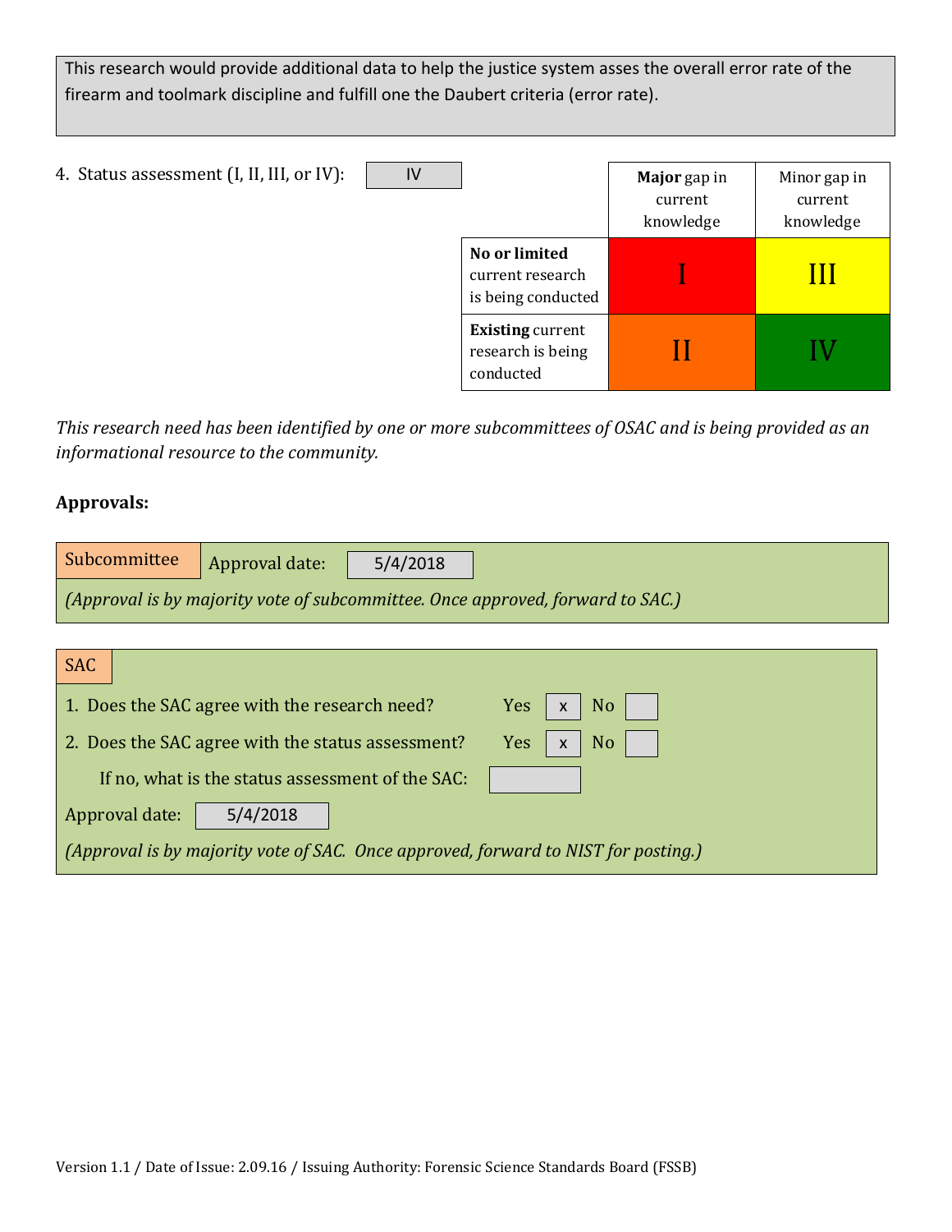This research would provide additional data to help the justice system asses the overall error rate of the firearm and toolmark discipline and fulfill one the Daubert criteria (error rate).

4. Status assessment (I, II, III, or IV): IV

| | **Major** gap in current knowledge | Minor gap in current knowledge |
|---|---|---|
| **No or limited** current research is being conducted | I | III |
| **Existing** current research is being conducted | II | IV |

*This research need has been identified by one or more subcommittees of OSAC and is being provided as an informational resource to the community.*

**Approvals:**

**Subcommittee** Approval date: 5/4/2018

*(Approval is by majority vote of subcommittee. Once approved, forward to SAC.)*

**SAC**

1. Does the SAC agree with the research need? Yes [x] No [ ]
2. Does the SAC agree with the status assessment? Yes [x] No [ ]

   If no, what is the status assessment of the SAC:

Approval date: 5/4/2018

*(Approval is by majority vote of SAC. Once approved, forward to NIST for posting.)*

Version 1.1 / Date of Issue: 2.09.16 / Issuing Authority: Forensic Science Standards Board (FSSB)